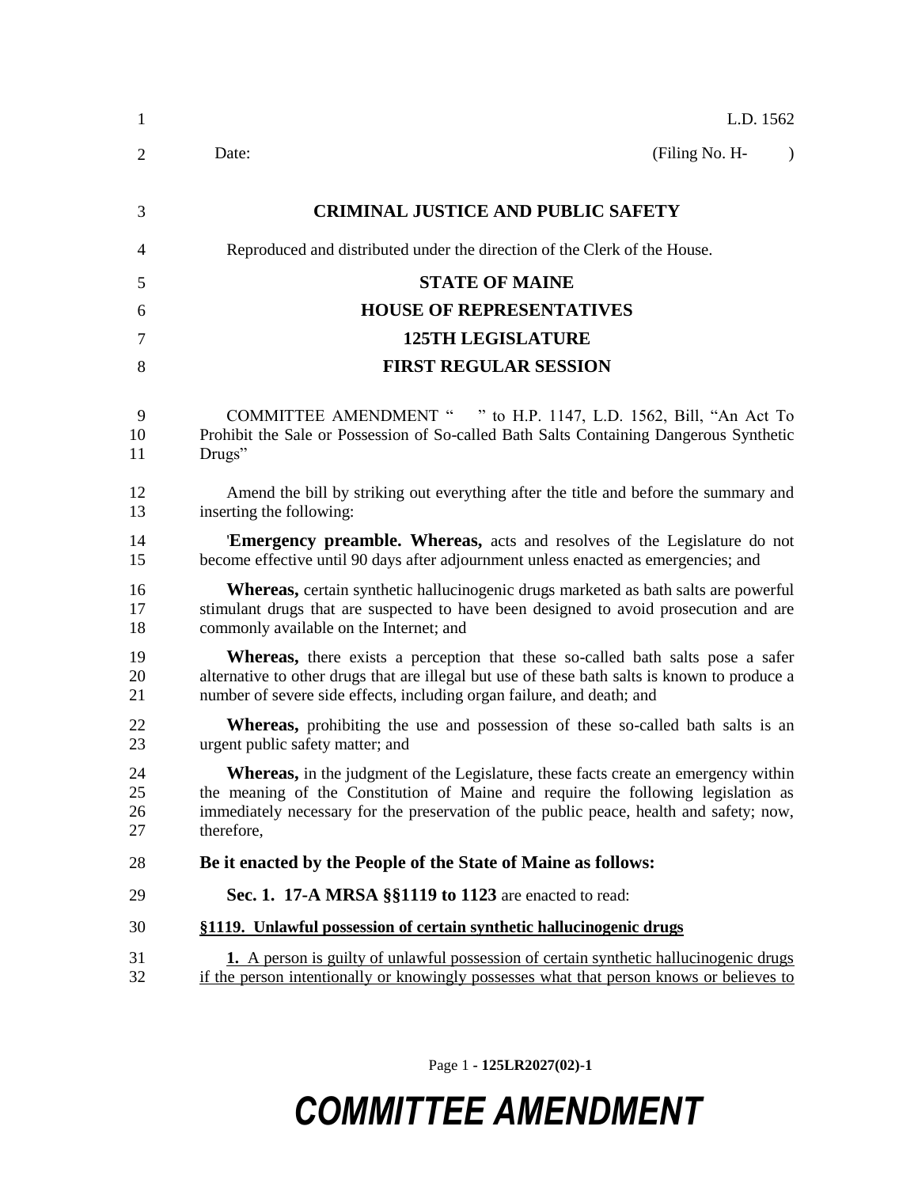L.D. 1562

Date: (Filing No. H- )

**CRIMINAL JUSTICE AND PUBLIC SAFETY**

Reproduced and distributed under the direction of the Clerk of the House.

**STATE OF MAINE**

**HOUSE OF REPRESENTATIVES**

**125TH LEGISLATURE**

**FIRST REGULAR SESSION**

COMMITTEE AMENDMENT " " to H.P. 1147, L.D. 1562, Bill, "An Act To Prohibit the Sale or Possession of So-called Bath Salts Containing Dangerous Synthetic Drugs"

Amend the bill by striking out everything after the title and before the summary and inserting the following:

'**Emergency preamble. Whereas,** acts and resolves of the Legislature do not become effective until 90 days after adjournment unless enacted as emergencies; and

**Whereas,** certain synthetic hallucinogenic drugs marketed as bath salts are powerful stimulant drugs that are suspected to have been designed to avoid prosecution and are commonly available on the Internet; and

**Whereas,** there exists a perception that these so-called bath salts pose a safer alternative to other drugs that are illegal but use of these bath salts is known to produce a number of severe side effects, including organ failure, and death; and

**Whereas,** prohibiting the use and possession of these so-called bath salts is an urgent public safety matter; and

**Whereas,** in the judgment of the Legislature, these facts create an emergency within the meaning of the Constitution of Maine and require the following legislation as immediately necessary for the preservation of the public peace, health and safety; now, therefore,

**Be it enacted by the People of the State of Maine as follows:**

**Sec. 1. 17-A MRSA §§1119 to 1123** are enacted to read:

**§1119. Unlawful possession of certain synthetic hallucinogenic drugs**

**1.** A person is guilty of unlawful possession of certain synthetic hallucinogenic drugs if the person intentionally or knowingly possesses what that person knows or believes to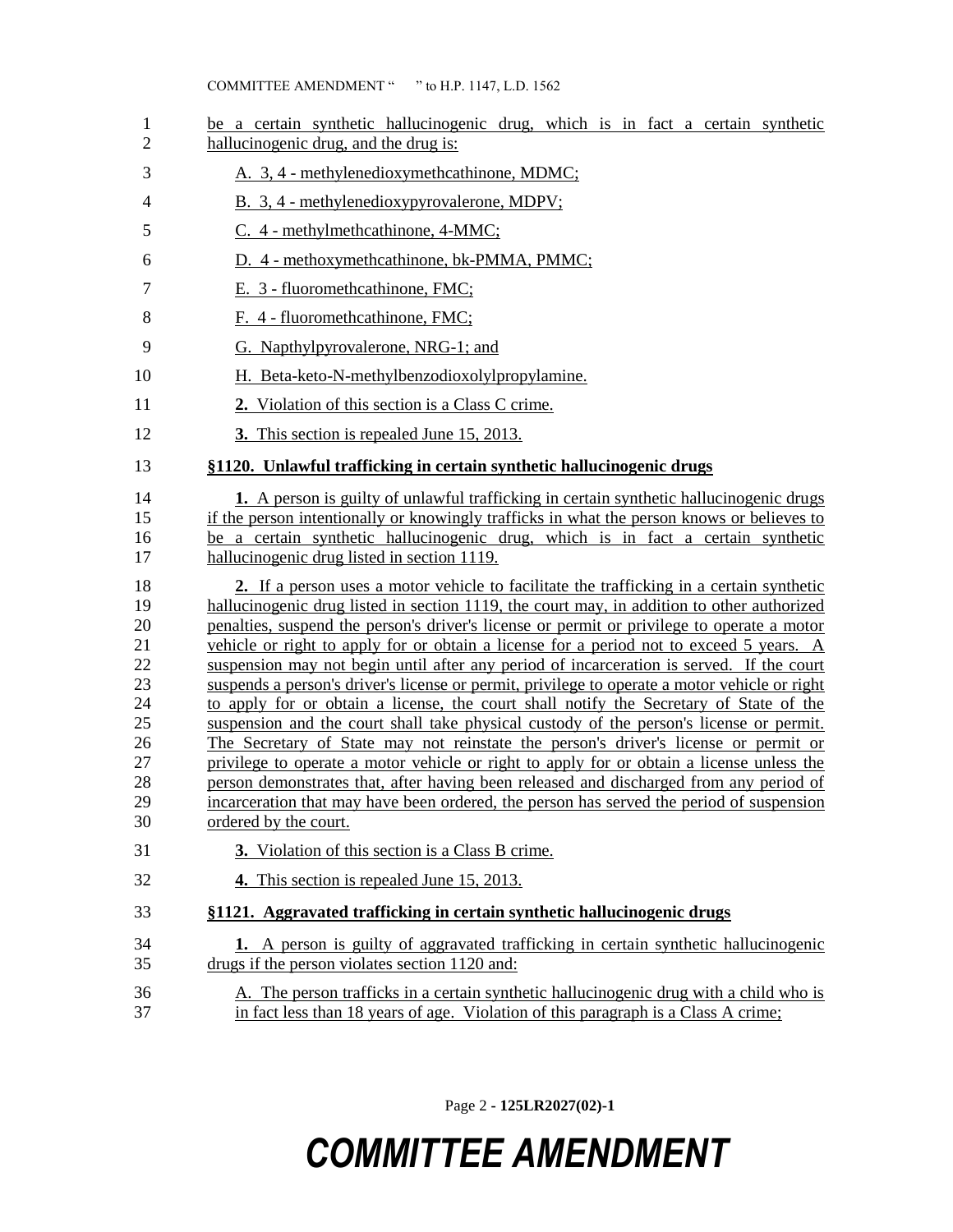be a certain synthetic hallucinogenic drug, which is in fact a certain synthetic hallucinogenic drug, and the drug is:

A. 3, 4 - methylenedioxymethcathinone, MDMC;

B. 3, 4 - methylenedioxypyrovalerone, MDPV;

C. 4 - methylmethcathinone, 4-MMC;

D. 4 - methoxymethcathinone, bk-PMMA, PMMC;

E. 3 - fluoromethcathinone, FMC;

F. 4 - fluoromethcathinone, FMC;

G. Napthylpyrovalerone, NRG-1; and

H. Beta-keto-N-methylbenzodioxolylpropylamine.

**2.** Violation of this section is a Class C crime.

**3.** This section is repealed June 15, 2013.

**§1120. Unlawful trafficking in certain synthetic hallucinogenic drugs**

**1.** A person is guilty of unlawful trafficking in certain synthetic hallucinogenic drugs if the person intentionally or knowingly traffick s in what the person knows or believes to be a certain synthetic hallucinogenic drug, which is in fact a certain synthetic hallucinogenic drug listed in section 1119.

**2.** If a person uses a motor vehicle to facilitate the trafficking in a certain synthetic hallucinogenic drug listed in section 1119, the court may, in addition to other authorized penalties, suspend the person's driver's license or permit or privilege to operate a motor vehicle or right to apply for or obtain a license for a period not to exceed 5 years. A suspension may not begin until after any period of incarceration is served. If the court suspends a person's driver's license or permit, privilege to operate a motor vehicle or right to apply for or obtain a license, the court shall notify the Secretary of State of the suspension and the court shall take physical custody of the person's license or permit. The Secretary of State may not reinstate the person's driver's license or permit or privilege to operate a motor vehicle or right to apply for or obtain a license unless the person demonstrates that, after having been released and discharged from any period of incarceration that may have been ordered, the person has served the period of suspension ordered by the court.

**3.** Violation of this section is a Class B crime.

**4.** This section is repealed June 15, 2013.

**§1121. Aggravated trafficking in certain synthetic hallucinogenic drugs**

**1.** A person is guilty of aggravated trafficking in certain synthetic hallucinogenic drugs if the person violates section 1120 and:

A. The person trafficks in a certain synthetic hallucinogenic drug with a child who is in fact less than 18 years of age. Violation of this paragraph is a Class A crime;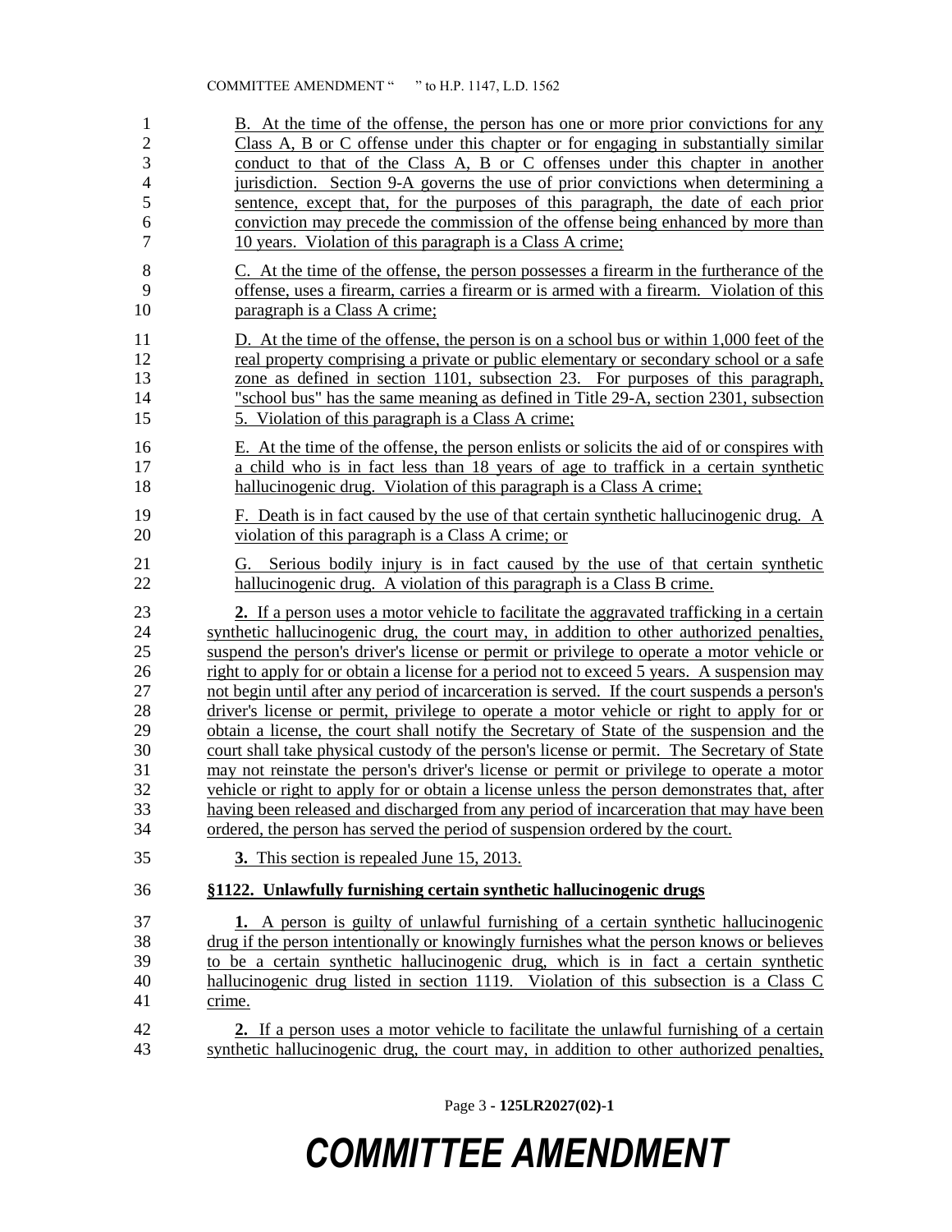B. At the time of the offense, the person has one or more prior convictions for any Class A, B or C offense under this chapter or for engaging in substantially similar conduct to that of the Class A, B or C offenses under this chapter in another jurisdiction. Section 9-A governs the use of prior convictions when determining a sentence, except that, for the purposes of this paragraph, the date of each prior conviction may precede the commission of the offense being enhanced by more than 10 years. Violation of this paragraph is a Class A crime;

C. At the time of the offense, the person possesses a firearm in the furtherance of the offense, uses a firearm, carries a firearm or is armed with a firearm. Violation of this paragraph is a Class A crime;

D. At the time of the offense, the person is on a school bus or within 1,000 feet of the real property comprising a private or public elementary or secondary school or a safe zone as defined in section 1101, subsection 23. For purposes of this paragraph, "school bus" has the same meaning as defined in Title 29-A, section 2301, subsection 5. Violation of this paragraph is a Class A crime;

E. At the time of the offense, the person enlists or solicits the aid of or conspires with a child who is in fact less than 18 years of age to traffick in a certain synthetic hallucinogenic drug. Violation of this paragraph is a Class A crime;

F. Death is in fact caused by the use of that certain synthetic hallucinogenic drug. A violation of this paragraph is a Class A crime; or

G. Serious bodily injury is in fact caused by the use of that certain synthetic hallucinogenic drug. A violation of this paragraph is a Class B crime.

**2.** If a person uses a motor vehicle to facilitate the aggravated trafficking in a certain synthetic hallucinogenic drug, the court may, in addition to other authorized penalties, suspend the person's driver's license or permit or privilege to operate a motor vehicle or right to apply for or obtain a license for a period not to exceed 5 years. A suspension may not begin until after any period of incarceration is served. If the court suspends a person's driver's license or permit, privilege to operate a motor vehicle or right to apply for or obtain a license, the court shall notify the Secretary of State of the suspension and the court shall take physical custody of the person's license or permit. The Secretary of State may not reinstate the person's driver's license or permit or privilege to operate a motor vehicle or right to apply for or obtain a license unless the person demonstrates that, after having been released and discharged from any period of incarceration that may have been ordered, the person has served the period of suspension ordered by the court.

**3.** This section is repealed June 15, 2013.

**§1122. Unlawfully furnishing certain synthetic hallucinogenic drugs**

**1.** A person is guilty of unlawful furnishing of a certain synthetic hallucinogenic drug if the person intentionally or knowingly furnishes what the person knows or believes to be a certain synthetic hallucinogenic drug, which is in fact a certain synthetic hallucinogenic drug listed in section 1119. Violation of this subsection is a Class C crime.

**2.** If a person uses a motor vehicle to facilitate the unlawful furnishing of a certain synthetic hallucinogenic drug, the court may, in addition to other authorized penalties,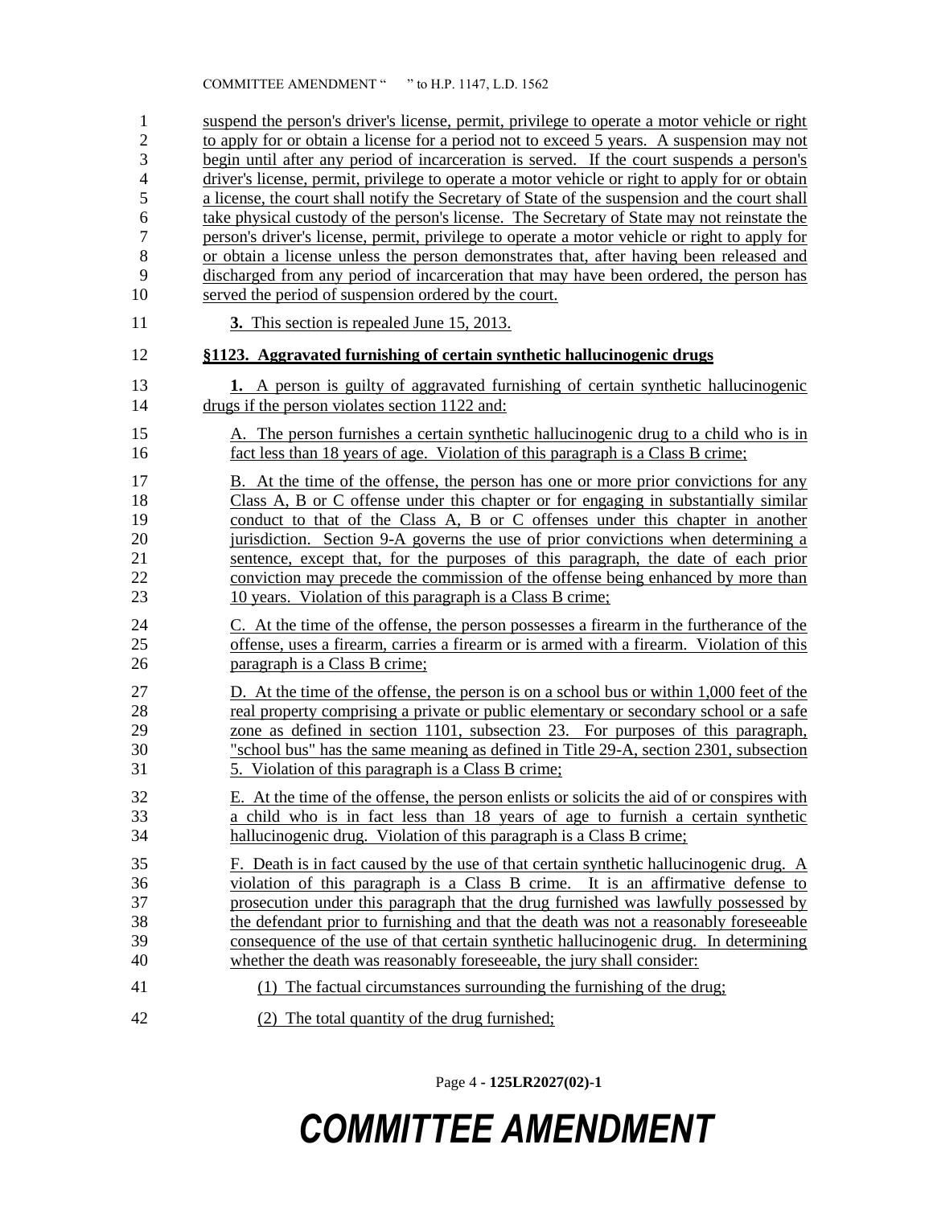suspend the person's driver's license, permit, privilege to operate a motor vehicle or right to apply for or obtain a license for a period not to exceed 5 years. A suspension may not begin until after any period of incarceration is served. If the court suspends a person's driver's license, permit, privilege to operate a motor vehicle or right to apply for or obtain a license, the court shall notify the Secretary of State of the suspension and the court shall take physical custody of the person's license. The Secretary of State may not reinstate the person's driver's license, permit, privilege to operate a motor vehicle or right to apply for or obtain a license unless the person demonstrates that, after having been released and discharged from any period of incarceration that may have been ordered, the person has served the period of suspension ordered by the court.

**3.** This section is repealed June 15, 2013.

**§1123. Aggravated furnishing of certain synthetic hallucinogenic drugs**

**1.** A person is guilty of aggravated furnishing of certain synthetic hallucinogenic drugs if the person violates section 1122 and:

A. The person furnishes a certain synthetic hallucinogenic drug to a child who is in fact less than 18 years of age. Violation of this paragraph is a Class B crime;

B. At the time of the offense, the person has one or more prior convictions for any Class A, B or C offense under this chapter or for engaging in substantially similar conduct to that of the Class A, B or C offenses under this chapter in another jurisdiction. Section 9-A governs the use of prior convictions when determining a sentence, except that, for the purposes of this paragraph, the date of each prior conviction may precede the commission of the offense being enhanced by more than 10 years. Violation of this paragraph is a Class B crime;

C. At the time of the offense, the person possesses a firearm in the furtherance of the offense, uses a firearm, carries a firearm or is armed with a firearm. Violation of this paragraph is a Class B crime;

D. At the time of the offense, the person is on a school bus or within 1,000 feet of the real property comprising a private or public elementary or secondary school or a safe zone as defined in section 1101, subsection 23. For purposes of this paragraph, "school bus" has the same meaning as defined in Title 29-A, section 2301, subsection 5. Violation of this paragraph is a Class B crime;

E. At the time of the offense, the person enlists or solicits the aid of or conspires with a child who is in fact less than 18 years of age to furnish a certain synthetic hallucinogenic drug. Violation of this paragraph is a Class B crime;

F. Death is in fact caused by the use of that certain synthetic hallucinogenic drug. A violation of this paragraph is a Class B crime. It is an affirmative defense to prosecution under this paragraph that the drug furnished was lawfully possessed by the defendant prior to furnishing and that the death was not a reasonably foreseeable consequence of the use of that certain synthetic hallucinogenic drug. In determining whether the death was reasonably foreseeable, the jury shall consider:

(1) The factual circumstances surrounding the furnishing of the drug;

(2) The total quantity of the drug furnished;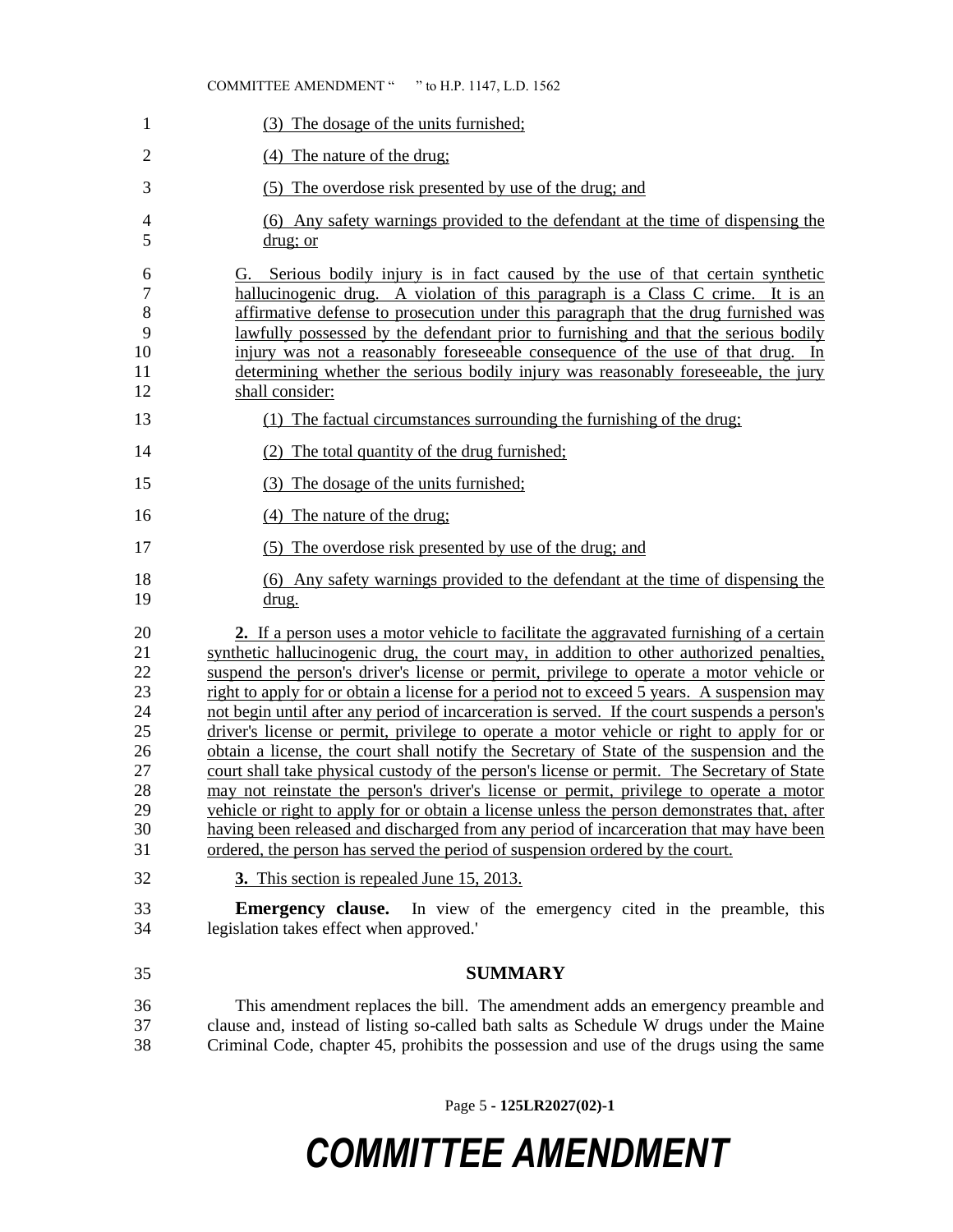(3) The dosage of the units furnished;

(4) The nature of the drug;

(5) The overdose risk presented by use of the drug; and

(6) Any safety warnings provided to the defendant at the time of dispensing the drug; or

G. Serious bodily injury is in fact caused by the use of that certain synthetic hallucinogenic drug. A violation of this paragraph is a Class C crime. It is an affirmative defense to prosecution under this paragraph that the drug furnished was lawfully possessed by the defendant prior to furnishing and that the serious bodily injury was not a reasonably foreseeable consequence of the use of that drug. In determining whether the serious bodily injury was reasonably foreseeable, the jury shall consider:

(1) The factual circumstances surrounding the furnishing of the drug;

(2) The total quantity of the drug furnished;

(3) The dosage of the units furnished;

(4) The nature of the drug;

(5) The overdose risk presented by use of the drug; and

(6) Any safety warnings provided to the defendant at the time of dispensing the drug.

**2.** If a person uses a motor vehicle to facilitate the aggravated furnishing of a certain synthetic hallucinogenic drug, the court may, in addition to other authorized penalties, suspend the person's driver's license or permit, privilege to operate a motor vehicle or right to apply for or obtain a license for a period not to exceed 5 years. A suspension may not begin until after any period of incarceration is served. If the court suspends a person's driver's license or permit, privilege to operate a motor vehicle or right to apply for or obtain a license, the court shall notify the Secretary of State of the suspension and the court shall take physical custody of the person's license or permit. The Secretary of State may not reinstate the person's driver's license or permit, privilege to operate a motor vehicle or right to apply for or obtain a license unless the person demonstrates that, after having been released and discharged from any period of incarceration that may have been ordered, the person has served the period of suspension ordered by the court.

**3.** This section is repealed June 15, 2013.

**Emergency clause.** In view of the emergency cited in the preamble, this legislation takes effect when approved.'

## SUMMARY

This amendment replaces the bill. The amendment adds an emergency preamble and clause and, instead of listing so-called bath salts as Schedule W drugs under the Maine Criminal Code, chapter 45, prohibits the possession and use of the drugs using the same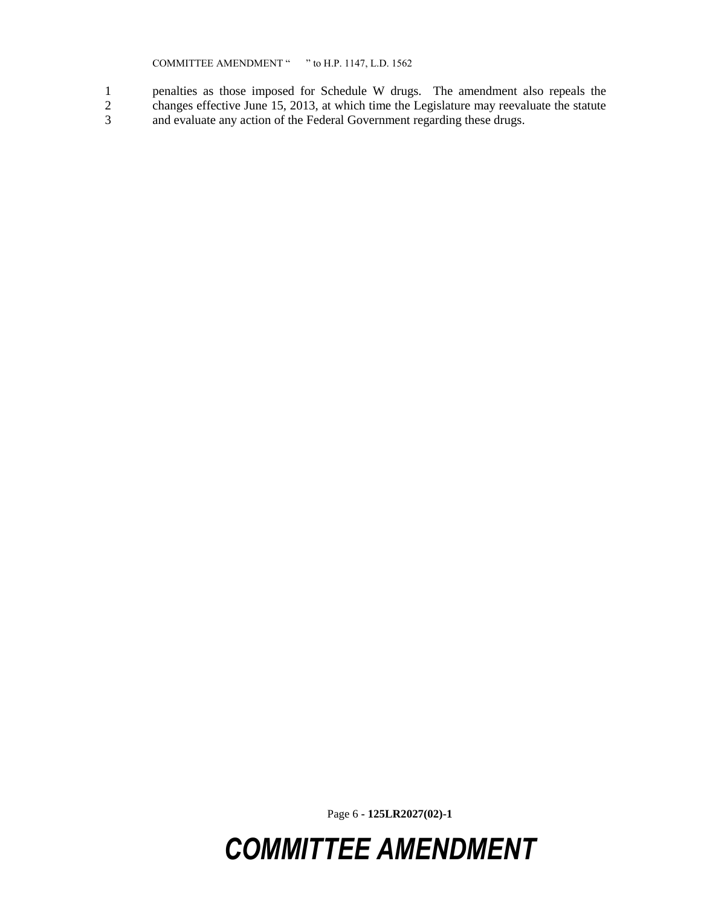penalties as those imposed for Schedule W drugs. The amendment also repeals the changes effective June 15, 2013, at which time the Legislature may reevaluate the statute and evaluate any action of the Federal Government regarding these drugs.